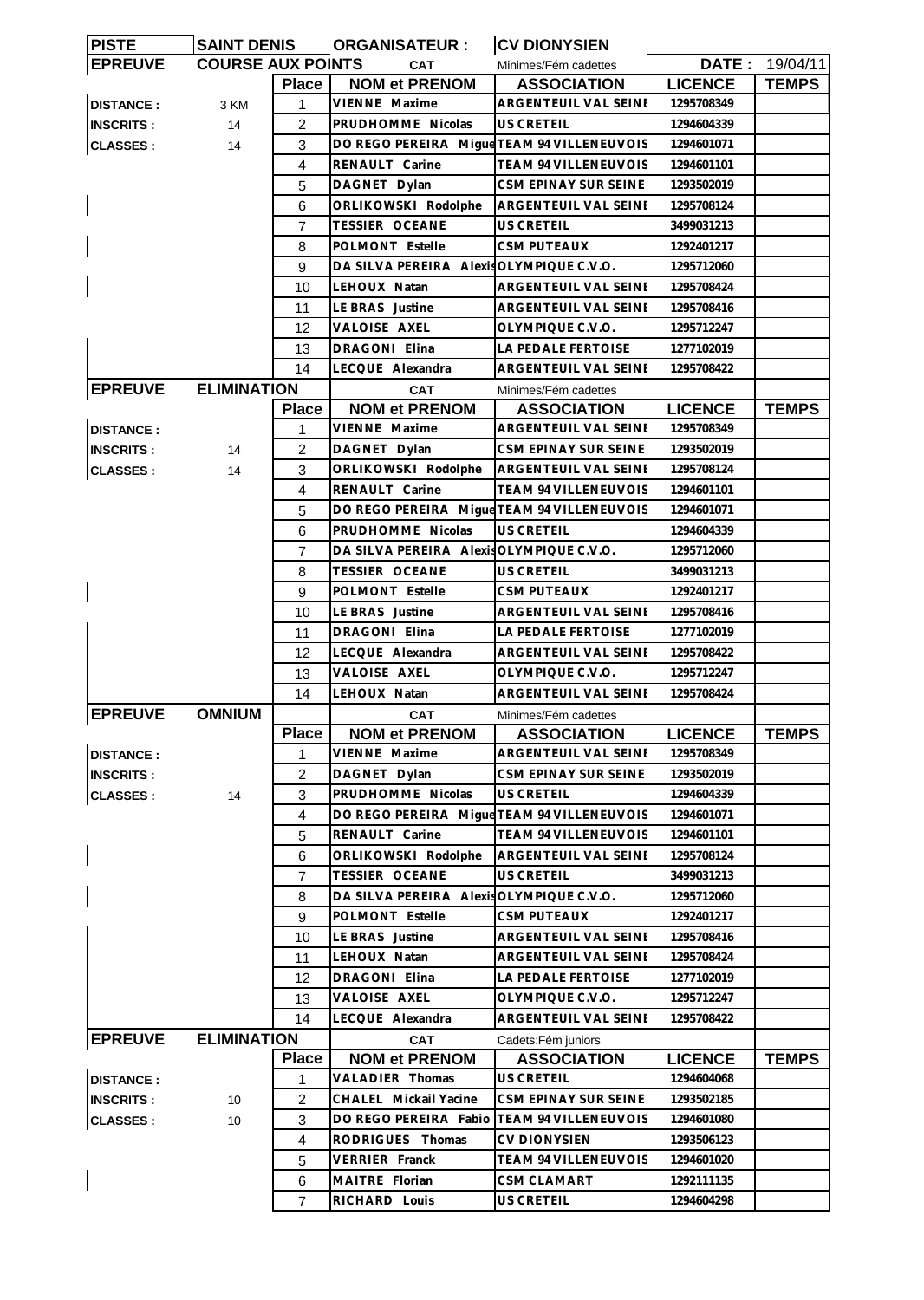| PISTE | SAINT DENIS | ORGANISATEUR : | | CV DIONYSIEN | | |
|---|---|---|---|---|---|---|
| EPREUVE | COURSE AUX POINTS | | CAT | Minimes/Fém cadettes | DATE : | 19/04/11 |
| | | Place | NOM et PRENOM | ASSOCIATION | LICENCE | TEMPS |
| DISTANCE : | 3 KM | 1 | VIENNE Maxime | ARGENTEUIL VAL SEINE | 1295708349 | |
| INSCRITS : | 14 | 2 | PRUDHOMME Nicolas | US CRETEIL | 1294604339 | |
| CLASSES : | 14 | 3 | DO REGO PEREIRA Miguel | TEAM 94 VILLENEUVOIS | 1294601071 | |
| | | 4 | RENAULT Carine | TEAM 94 VILLENEUVOIS | 1294601101 | |
| | | 5 | DAGNET Dylan | CSM EPINAY SUR SEINE | 1293502019 | |
| | | 6 | ORLIKOWSKI Rodolphe | ARGENTEUIL VAL SEINE | 1295708124 | |
| | | 7 | TESSIER OCEANE | US CRETEIL | 3499031213 | |
| | | 8 | POLMONT Estelle | CSM PUTEAUX | 1292401217 | |
| | | 9 | DA SILVA PEREIRA Alexis | OLYMPIQUE C.V.O. | 1295712060 | |
| | | 10 | LEHOUX Natan | ARGENTEUIL VAL SEINE | 1295708424 | |
| | | 11 | LE BRAS Justine | ARGENTEUIL VAL SEINE | 1295708416 | |
| | | 12 | VALOISE AXEL | OLYMPIQUE C.V.O. | 1295712247 | |
| | | 13 | DRAGONI Elina | LA PEDALE FERTOISE | 1277102019 | |
| | | 14 | LECQUE Alexandra | ARGENTEUIL VAL SEINE | 1295708422 | |

| EPREUVE | ELIMINATION | | CAT | Minimes/Fém cadettes | | |
|---|---|---|---|---|---|---|
| | | Place | NOM et PRENOM | ASSOCIATION | LICENCE | TEMPS |
| DISTANCE : | | 1 | VIENNE Maxime | ARGENTEUIL VAL SEINE | 1295708349 | |
| INSCRITS : | 14 | 2 | DAGNET Dylan | CSM EPINAY SUR SEINE | 1293502019 | |
| CLASSES : | 14 | 3 | ORLIKOWSKI Rodolphe | ARGENTEUIL VAL SEINE | 1295708124 | |
| | | 4 | RENAULT Carine | TEAM 94 VILLENEUVOIS | 1294601101 | |
| | | 5 | DO REGO PEREIRA Miguel | TEAM 94 VILLENEUVOIS | 1294601071 | |
| | | 6 | PRUDHOMME Nicolas | US CRETEIL | 1294604339 | |
| | | 7 | DA SILVA PEREIRA Alexis | OLYMPIQUE C.V.O. | 1295712060 | |
| | | 8 | TESSIER OCEANE | US CRETEIL | 3499031213 | |
| | | 9 | POLMONT Estelle | CSM PUTEAUX | 1292401217 | |
| | | 10 | LE BRAS Justine | ARGENTEUIL VAL SEINE | 1295708416 | |
| | | 11 | DRAGONI Elina | LA PEDALE FERTOISE | 1277102019 | |
| | | 12 | LECQUE Alexandra | ARGENTEUIL VAL SEINE | 1295708422 | |
| | | 13 | VALOISE AXEL | OLYMPIQUE C.V.O. | 1295712247 | |
| | | 14 | LEHOUX Natan | ARGENTEUIL VAL SEINE | 1295708424 | |

| EPREUVE | OMNIUM | | CAT | Minimes/Fém cadettes | | |
|---|---|---|---|---|---|---|
| | | Place | NOM et PRENOM | ASSOCIATION | LICENCE | TEMPS |
| DISTANCE : | | 1 | VIENNE Maxime | ARGENTEUIL VAL SEINE | 1295708349 | |
| INSCRITS : | | 2 | DAGNET Dylan | CSM EPINAY SUR SEINE | 1293502019 | |
| CLASSES : | 14 | 3 | PRUDHOMME Nicolas | US CRETEIL | 1294604339 | |
| | | 4 | DO REGO PEREIRA Miguel | TEAM 94 VILLENEUVOIS | 1294601071 | |
| | | 5 | RENAULT Carine | TEAM 94 VILLENEUVOIS | 1294601101 | |
| | | 6 | ORLIKOWSKI Rodolphe | ARGENTEUIL VAL SEINE | 1295708124 | |
| | | 7 | TESSIER OCEANE | US CRETEIL | 3499031213 | |
| | | 8 | DA SILVA PEREIRA Alexis | OLYMPIQUE C.V.O. | 1295712060 | |
| | | 9 | POLMONT Estelle | CSM PUTEAUX | 1292401217 | |
| | | 10 | LE BRAS Justine | ARGENTEUIL VAL SEINE | 1295708416 | |
| | | 11 | LEHOUX Natan | ARGENTEUIL VAL SEINE | 1295708424 | |
| | | 12 | DRAGONI Elina | LA PEDALE FERTOISE | 1277102019 | |
| | | 13 | VALOISE AXEL | OLYMPIQUE C.V.O. | 1295712247 | |
| | | 14 | LECQUE Alexandra | ARGENTEUIL VAL SEINE | 1295708422 | |

| EPREUVE | ELIMINATION | | CAT | Cadets:Fém juniors | | |
|---|---|---|---|---|---|---|
| | | Place | NOM et PRENOM | ASSOCIATION | LICENCE | TEMPS |
| DISTANCE : | | 1 | VALADIER Thomas | US CRETEIL | 1294604068 | |
| INSCRITS : | 10 | 2 | CHALEL Mickail Yacine | CSM EPINAY SUR SEINE | 1293502185 | |
| CLASSES : | 10 | 3 | DO REGO PEREIRA Fabio | TEAM 94 VILLENEUVOIS | 1294601080 | |
| | | 4 | RODRIGUES Thomas | CV DIONYSIEN | 1293506123 | |
| | | 5 | VERRIER Franck | TEAM 94 VILLENEUVOIS | 1294601020 | |
| | | 6 | MAITRE Florian | CSM CLAMART | 1292111135 | |
| | | 7 | RICHARD Louis | US CRETEIL | 1294604298 | |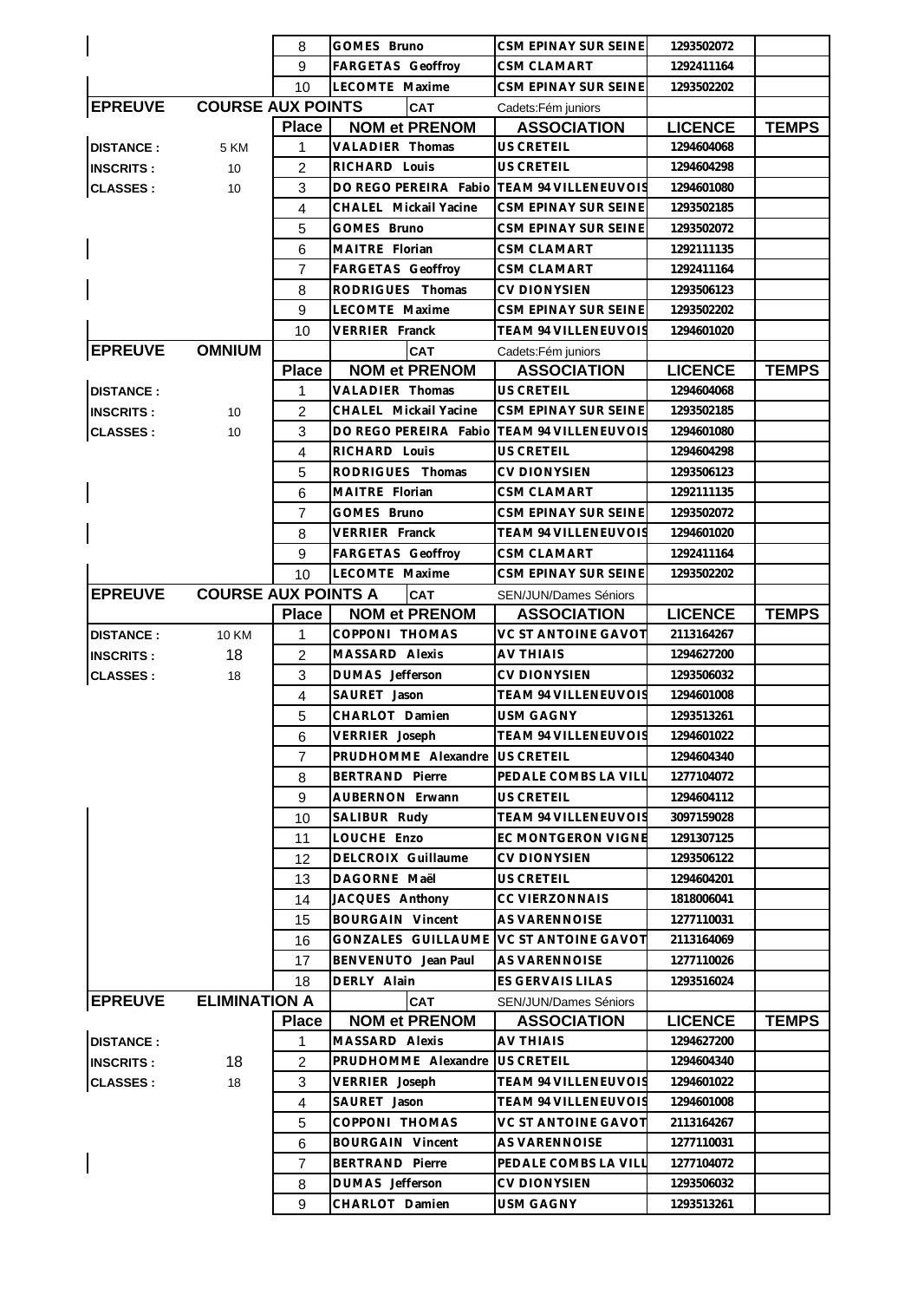| | | Place | NOM et PRENOM | ASSOCIATION | LICENCE | TEMPS |
|---|---|---|---|---|---|---|
| | | 8 | GOMES Bruno | CSM EPINAY SUR SEINE | 1293502072 | |
| | | 9 | FARGETAS Geoffroy | CSM CLAMART | 1292411164 | |
| | | 10 | LECOMTE Maxime | CSM EPINAY SUR SEINE | 1293502202 | |

| EPREUVE | COURSE AUX POINTS | | CAT | Cadets:Fém juniors | | |
|---|---|---|---|---|---|---|
| | | Place | NOM et PRENOM | ASSOCIATION | LICENCE | TEMPS |
| DISTANCE : | 5 KM | 1 | VALADIER Thomas | US CRETEIL | 1294604068 | |
| INSCRITS : | 10 | 2 | RICHARD Louis | US CRETEIL | 1294604298 | |
| CLASSES : | 10 | 3 | DO REGO PEREIRA Fabio | TEAM 94 VILLENEUVOIS | 1294601080 | |
| | | 4 | CHALEL Mickail Yacine | CSM EPINAY SUR SEINE | 1293502185 | |
| | | 5 | GOMES Bruno | CSM EPINAY SUR SEINE | 1293502072 | |
| | | 6 | MAITRE Florian | CSM CLAMART | 1292111135 | |
| | | 7 | FARGETAS Geoffroy | CSM CLAMART | 1292411164 | |
| | | 8 | RODRIGUES Thomas | CV DIONYSIEN | 1293506123 | |
| | | 9 | LECOMTE Maxime | CSM EPINAY SUR SEINE | 1293502202 | |
| | | 10 | VERRIER Franck | TEAM 94 VILLENEUVOIS | 1294601020 | |

| EPREUVE | OMNIUM | | CAT | Cadets:Fém juniors | | |
|---|---|---|---|---|---|---|
| | | Place | NOM et PRENOM | ASSOCIATION | LICENCE | TEMPS |
| DISTANCE : | | 1 | VALADIER Thomas | US CRETEIL | 1294604068 | |
| INSCRITS : | 10 | 2 | CHALEL Mickail Yacine | CSM EPINAY SUR SEINE | 1293502185 | |
| CLASSES : | 10 | 3 | DO REGO PEREIRA Fabio | TEAM 94 VILLENEUVOIS | 1294601080 | |
| | | 4 | RICHARD Louis | US CRETEIL | 1294604298 | |
| | | 5 | RODRIGUES Thomas | CV DIONYSIEN | 1293506123 | |
| | | 6 | MAITRE Florian | CSM CLAMART | 1292111135 | |
| | | 7 | GOMES Bruno | CSM EPINAY SUR SEINE | 1293502072 | |
| | | 8 | VERRIER Franck | TEAM 94 VILLENEUVOIS | 1294601020 | |
| | | 9 | FARGETAS Geoffroy | CSM CLAMART | 1292411164 | |
| | | 10 | LECOMTE Maxime | CSM EPINAY SUR SEINE | 1293502202 | |

| EPREUVE | COURSE AUX POINTS A | | CAT | SEN/JUN/Dames Séniors | | |
|---|---|---|---|---|---|---|
| | | Place | NOM et PRENOM | ASSOCIATION | LICENCE | TEMPS |
| DISTANCE : | 10 KM | 1 | COPPONI THOMAS | VC ST ANTOINE GAVOT | 2113164267 | |
| INSCRITS : | 18 | 2 | MASSARD Alexis | AV THIAIS | 1294627200 | |
| CLASSES : | 18 | 3 | DUMAS Jefferson | CV DIONYSIEN | 1293506032 | |
| | | 4 | SAURET Jason | TEAM 94 VILLENEUVOIS | 1294601008 | |
| | | 5 | CHARLOT Damien | USM GAGNY | 1293513261 | |
| | | 6 | VERRIER Joseph | TEAM 94 VILLENEUVOIS | 1294601022 | |
| | | 7 | PRUDHOMME Alexandre | US CRETEIL | 1294604340 | |
| | | 8 | BERTRAND Pierre | PEDALE COMBS LA VILL | 1277104072 | |
| | | 9 | AUBERNON Erwann | US CRETEIL | 1294604112 | |
| | | 10 | SALIBUR Rudy | TEAM 94 VILLENEUVOIS | 3097159028 | |
| | | 11 | LOUCHE Enzo | EC MONTGERON VIGNE | 1291307125 | |
| | | 12 | DELCROIX Guillaume | CV DIONYSIEN | 1293506122 | |
| | | 13 | DAGORNE Maël | US CRETEIL | 1294604201 | |
| | | 14 | JACQUES Anthony | CC VIERZONNAIS | 1818006041 | |
| | | 15 | BOURGAIN Vincent | AS VARENNOISE | 1277110031 | |
| | | 16 | GONZALES GUILLAUME | VC ST ANTOINE GAVOT | 2113164069 | |
| | | 17 | BENVENUTO Jean Paul | AS VARENNOISE | 1277110026 | |
| | | 18 | DERLY Alain | ES GERVAIS LILAS | 1293516024 | |

| EPREUVE | ELIMINATION A | | CAT | SEN/JUN/Dames Séniors | | |
|---|---|---|---|---|---|---|
| | | Place | NOM et PRENOM | ASSOCIATION | LICENCE | TEMPS |
| DISTANCE : | | 1 | MASSARD Alexis | AV THIAIS | 1294627200 | |
| INSCRITS : | 18 | 2 | PRUDHOMME Alexandre | US CRETEIL | 1294604340 | |
| CLASSES : | 18 | 3 | VERRIER Joseph | TEAM 94 VILLENEUVOIS | 1294601022 | |
| | | 4 | SAURET Jason | TEAM 94 VILLENEUVOIS | 1294601008 | |
| | | 5 | COPPONI THOMAS | VC ST ANTOINE GAVOT | 2113164267 | |
| | | 6 | BOURGAIN Vincent | AS VARENNOISE | 1277110031 | |
| | | 7 | BERTRAND Pierre | PEDALE COMBS LA VILL | 1277104072 | |
| | | 8 | DUMAS Jefferson | CV DIONYSIEN | 1293506032 | |
| | | 9 | CHARLOT Damien | USM GAGNY | 1293513261 | |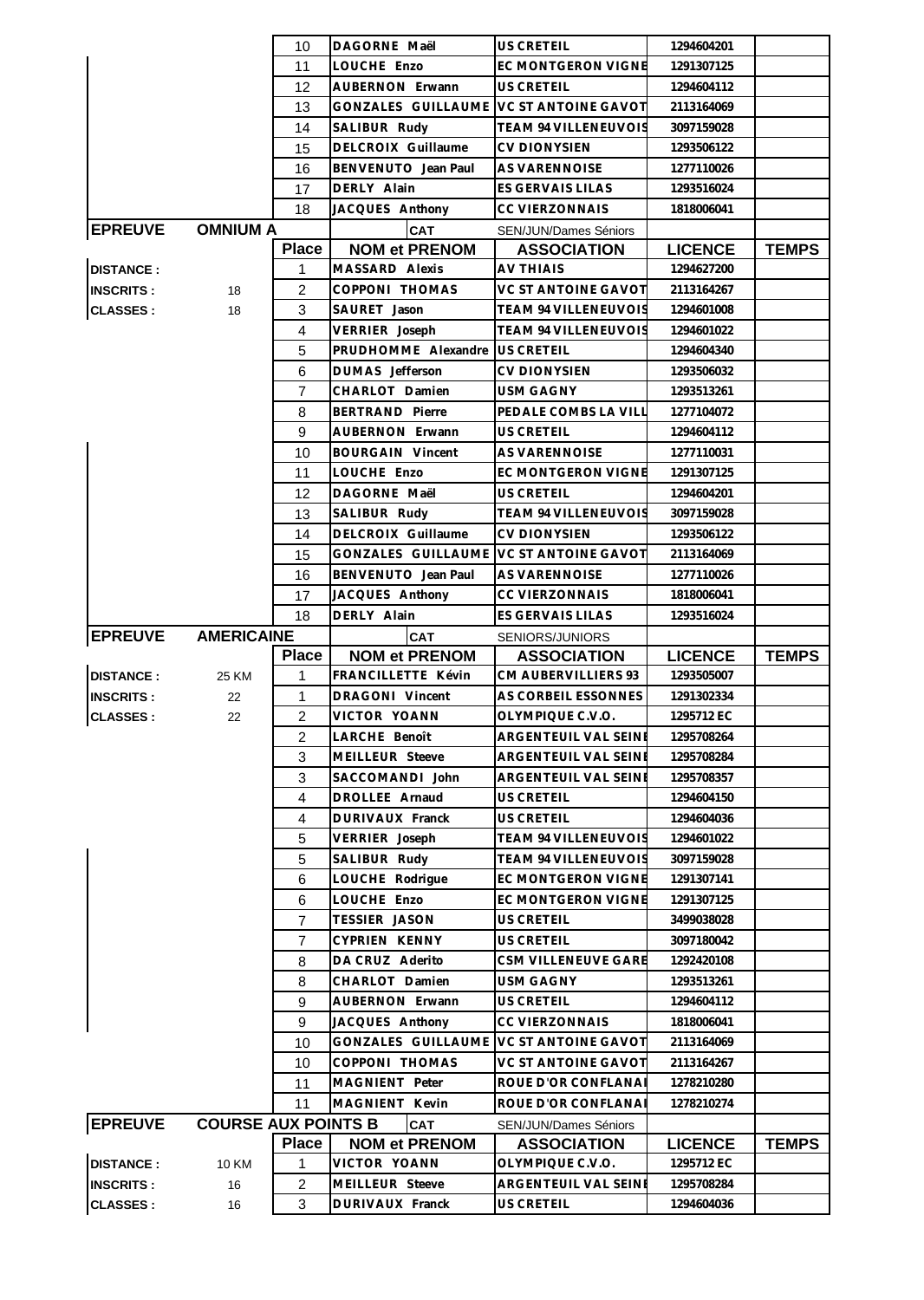| | | Place | NOM et PRENOM | ASSOCIATION | LICENCE | TEMPS |
|---|---|---|---|---|---|---|
| | | 10 | DAGORNE Maël | US CRETEIL | 1294604201 | |
| | | 11 | LOUCHE Enzo | EC MONTGERON VIGNE | 1291307125 | |
| | | 12 | AUBERNON Erwann | US CRETEIL | 1294604112 | |
| | | 13 | GONZALES GUILLAUME | VC ST ANTOINE GAVOT | 2113164069 | |
| | | 14 | SALIBUR Rudy | TEAM 94 VILLENEUVOIS | 3097159028 | |
| | | 15 | DELCROIX Guillaume | CV DIONYSIEN | 1293506122 | |
| | | 16 | BENVENUTO Jean Paul | AS VARENNOISE | 1277110026 | |
| | | 17 | DERLY Alain | ES GERVAIS LILAS | 1293516024 | |
| | | 18 | JACQUES Anthony | CC VIERZONNAIS | 1818006041 | |

| EPREUVE | OMNIUM A | | CAT | SEN/JUN/Dames Séniors | | |
|---|---|---|---|---|---|---|
| | | Place | NOM et PRENOM | ASSOCIATION | LICENCE | TEMPS |
| DISTANCE : | | 1 | MASSARD Alexis | AV THIAIS | 1294627200 | |
| INSCRITS : | 18 | 2 | COPPONI THOMAS | VC ST ANTOINE GAVOT | 2113164267 | |
| CLASSES : | 18 | 3 | SAURET Jason | TEAM 94 VILLENEUVOIS | 1294601008 | |
| | | 4 | VERRIER Joseph | TEAM 94 VILLENEUVOIS | 1294601022 | |
| | | 5 | PRUDHOMME Alexandre | US CRETEIL | 1294604340 | |
| | | 6 | DUMAS Jefferson | CV DIONYSIEN | 1293506032 | |
| | | 7 | CHARLOT Damien | USM GAGNY | 1293513261 | |
| | | 8 | BERTRAND Pierre | PEDALE COMBS LA VILL | 1277104072 | |
| | | 9 | AUBERNON Erwann | US CRETEIL | 1294604112 | |
| | | 10 | BOURGAIN Vincent | AS VARENNOISE | 1277110031 | |
| | | 11 | LOUCHE Enzo | EC MONTGERON VIGNE | 1291307125 | |
| | | 12 | DAGORNE Maël | US CRETEIL | 1294604201 | |
| | | 13 | SALIBUR Rudy | TEAM 94 VILLENEUVOIS | 3097159028 | |
| | | 14 | DELCROIX Guillaume | CV DIONYSIEN | 1293506122 | |
| | | 15 | GONZALES GUILLAUME | VC ST ANTOINE GAVOT | 2113164069 | |
| | | 16 | BENVENUTO Jean Paul | AS VARENNOISE | 1277110026 | |
| | | 17 | JACQUES Anthony | CC VIERZONNAIS | 1818006041 | |
| | | 18 | DERLY Alain | ES GERVAIS LILAS | 1293516024 | |

| EPREUVE | AMERICAINE | | CAT | SENIORS/JUNIORS | | |
|---|---|---|---|---|---|---|
| | | Place | NOM et PRENOM | ASSOCIATION | LICENCE | TEMPS |
| DISTANCE : | 25 KM | 1 | FRANCILLETTE Kévin | CM AUBERVILLIERS 93 | 1293505007 | |
| INSCRITS : | 22 | 1 | DRAGONI Vincent | AS CORBEIL ESSONNES | 1291302334 | |
| CLASSES : | 22 | 2 | VICTOR YOANN | OLYMPIQUE C.V.O. | 1295712 EC | |
| | | 2 | LARCHE Benoît | ARGENTEUIL VAL SEINE | 1295708264 | |
| | | 3 | MEILLEUR Steeve | ARGENTEUIL VAL SEINE | 1295708284 | |
| | | 3 | SACCOMANDI John | ARGENTEUIL VAL SEINE | 1295708357 | |
| | | 4 | DROLLEE Arnaud | US CRETEIL | 1294604150 | |
| | | 4 | DURIVAUX Franck | US CRETEIL | 1294604036 | |
| | | 5 | VERRIER Joseph | TEAM 94 VILLENEUVOIS | 1294601022 | |
| | | 5 | SALIBUR Rudy | TEAM 94 VILLENEUVOIS | 3097159028 | |
| | | 6 | LOUCHE Rodrigue | EC MONTGERON VIGNE | 1291307141 | |
| | | 6 | LOUCHE Enzo | EC MONTGERON VIGNE | 1291307125 | |
| | | 7 | TESSIER JASON | US CRETEIL | 3499038028 | |
| | | 7 | CYPRIEN KENNY | US CRETEIL | 3097180042 | |
| | | 8 | DA CRUZ Aderito | CSM VILLENEUVE GARE | 1292420108 | |
| | | 8 | CHARLOT Damien | USM GAGNY | 1293513261 | |
| | | 9 | AUBERNON Erwann | US CRETEIL | 1294604112 | |
| | | 9 | JACQUES Anthony | CC VIERZONNAIS | 1818006041 | |
| | | 10 | GONZALES GUILLAUME | VC ST ANTOINE GAVOT | 2113164069 | |
| | | 10 | COPPONI THOMAS | VC ST ANTOINE GAVOT | 2113164267 | |
| | | 11 | MAGNIENT Peter | ROUE D'OR CONFLANAI | 1278210280 | |
| | | 11 | MAGNIENT Kevin | ROUE D'OR CONFLANAI | 1278210274 | |

| EPREUVE | COURSE AUX POINTS B | | CAT | SEN/JUN/Dames Séniors | | |
|---|---|---|---|---|---|---|
| | | Place | NOM et PRENOM | ASSOCIATION | LICENCE | TEMPS |
| DISTANCE : | 10 KM | 1 | VICTOR YOANN | OLYMPIQUE C.V.O. | 1295712 EC | |
| INSCRITS : | 16 | 2 | MEILLEUR Steeve | ARGENTEUIL VAL SEINE | 1295708284 | |
| CLASSES : | 16 | 3 | DURIVAUX Franck | US CRETEIL | 1294604036 | |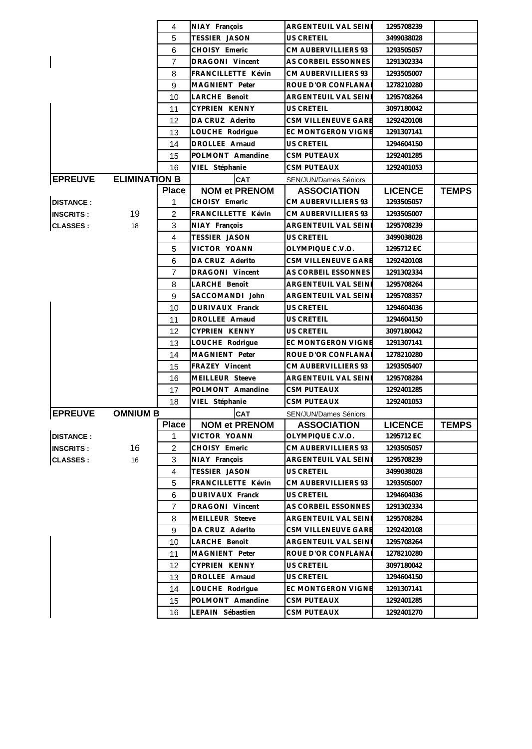| | | | | | | |
|---|---|---|---|---|---|---|
| | | 4 | NIAY François | ARGENTEUIL VAL SEINE | 1295708239 | |
| | | 5 | TESSIER JASON | US CRETEIL | 3499038028 | |
| | | 6 | CHOISY Emeric | CM AUBERVILLIERS 93 | 1293505057 | |
| | | 7 | DRAGONI Vincent | AS CORBEIL ESSONNES | 1291302334 | |
| | | 8 | FRANCILLETTE Kévin | CM AUBERVILLIERS 93 | 1293505007 | |
| | | 9 | MAGNIENT Peter | ROUE D'OR CONFLANAI | 1278210280 | |
| | | 10 | LARCHE Benoît | ARGENTEUIL VAL SEINE | 1295708264 | |
| | | 11 | CYPRIEN KENNY | US CRETEIL | 3097180042 | |
| | | 12 | DA CRUZ Aderito | CSM VILLENEUVE GARE | 1292420108 | |
| | | 13 | LOUCHE Rodrigue | EC MONTGERON VIGNE | 1291307141 | |
| | | 14 | DROLLEE Arnaud | US CRETEIL | 1294604150 | |
| | | 15 | POLMONT Amandine | CSM PUTEAUX | 1292401285 | |
| | | 16 | VIEL Stéphanie | CSM PUTEAUX | 1292401053 | |

| EPREUVE | ELIMINATION B | | CAT | SEN/JUN/Dames Séniors | | |
|---|---|---|---|---|---|---|
| | | Place | NOM et PRENOM | ASSOCIATION | LICENCE | TEMPS |
| DISTANCE : | | 1 | CHOISY Emeric | CM AUBERVILLIERS 93 | 1293505057 | |
| INSCRITS : | 19 | 2 | FRANCILLETTE Kévin | CM AUBERVILLIERS 93 | 1293505007 | |
| CLASSES : | 18 | 3 | NIAY François | ARGENTEUIL VAL SEINE | 1295708239 | |
| | | 4 | TESSIER JASON | US CRETEIL | 3499038028 | |
| | | 5 | VICTOR YOANN | OLYMPIQUE C.V.O. | 1295712 EC | |
| | | 6 | DA CRUZ Aderito | CSM VILLENEUVE GARE | 1292420108 | |
| | | 7 | DRAGONI Vincent | AS CORBEIL ESSONNES | 1291302334 | |
| | | 8 | LARCHE Benoît | ARGENTEUIL VAL SEINE | 1295708264 | |
| | | 9 | SACCOMANDI John | ARGENTEUIL VAL SEINE | 1295708357 | |
| | | 10 | DURIVAUX Franck | US CRETEIL | 1294604036 | |
| | | 11 | DROLLEE Arnaud | US CRETEIL | 1294604150 | |
| | | 12 | CYPRIEN KENNY | US CRETEIL | 3097180042 | |
| | | 13 | LOUCHE Rodrigue | EC MONTGERON VIGNE | 1291307141 | |
| | | 14 | MAGNIENT Peter | ROUE D'OR CONFLANAI | 1278210280 | |
| | | 15 | FRAZEY Vincent | CM AUBERVILLIERS 93 | 1293505407 | |
| | | 16 | MEILLEUR Steeve | ARGENTEUIL VAL SEINE | 1295708284 | |
| | | 17 | POLMONT Amandine | CSM PUTEAUX | 1292401285 | |
| | | 18 | VIEL Stéphanie | CSM PUTEAUX | 1292401053 | |

| EPREUVE | OMNIUM B | | CAT | SEN/JUN/Dames Séniors | | |
|---|---|---|---|---|---|---|
| | | Place | NOM et PRENOM | ASSOCIATION | LICENCE | TEMPS |
| DISTANCE : | | 1 | VICTOR YOANN | OLYMPIQUE C.V.O. | 1295712 EC | |
| INSCRITS : | 16 | 2 | CHOISY Emeric | CM AUBERVILLIERS 93 | 1293505057 | |
| CLASSES : | 16 | 3 | NIAY François | ARGENTEUIL VAL SEINE | 1295708239 | |
| | | 4 | TESSIER JASON | US CRETEIL | 3499038028 | |
| | | 5 | FRANCILLETTE Kévin | CM AUBERVILLIERS 93 | 1293505007 | |
| | | 6 | DURIVAUX Franck | US CRETEIL | 1294604036 | |
| | | 7 | DRAGONI Vincent | AS CORBEIL ESSONNES | 1291302334 | |
| | | 8 | MEILLEUR Steeve | ARGENTEUIL VAL SEINE | 1295708284 | |
| | | 9 | DA CRUZ Aderito | CSM VILLENEUVE GARE | 1292420108 | |
| | | 10 | LARCHE Benoît | ARGENTEUIL VAL SEINE | 1295708264 | |
| | | 11 | MAGNIENT Peter | ROUE D'OR CONFLANAI | 1278210280 | |
| | | 12 | CYPRIEN KENNY | US CRETEIL | 3097180042 | |
| | | 13 | DROLLEE Arnaud | US CRETEIL | 1294604150 | |
| | | 14 | LOUCHE Rodrigue | EC MONTGERON VIGNE | 1291307141 | |
| | | 15 | POLMONT Amandine | CSM PUTEAUX | 1292401285 | |
| | | 16 | LEPAIN Sébastien | CSM PUTEAUX | 1292401270 | |